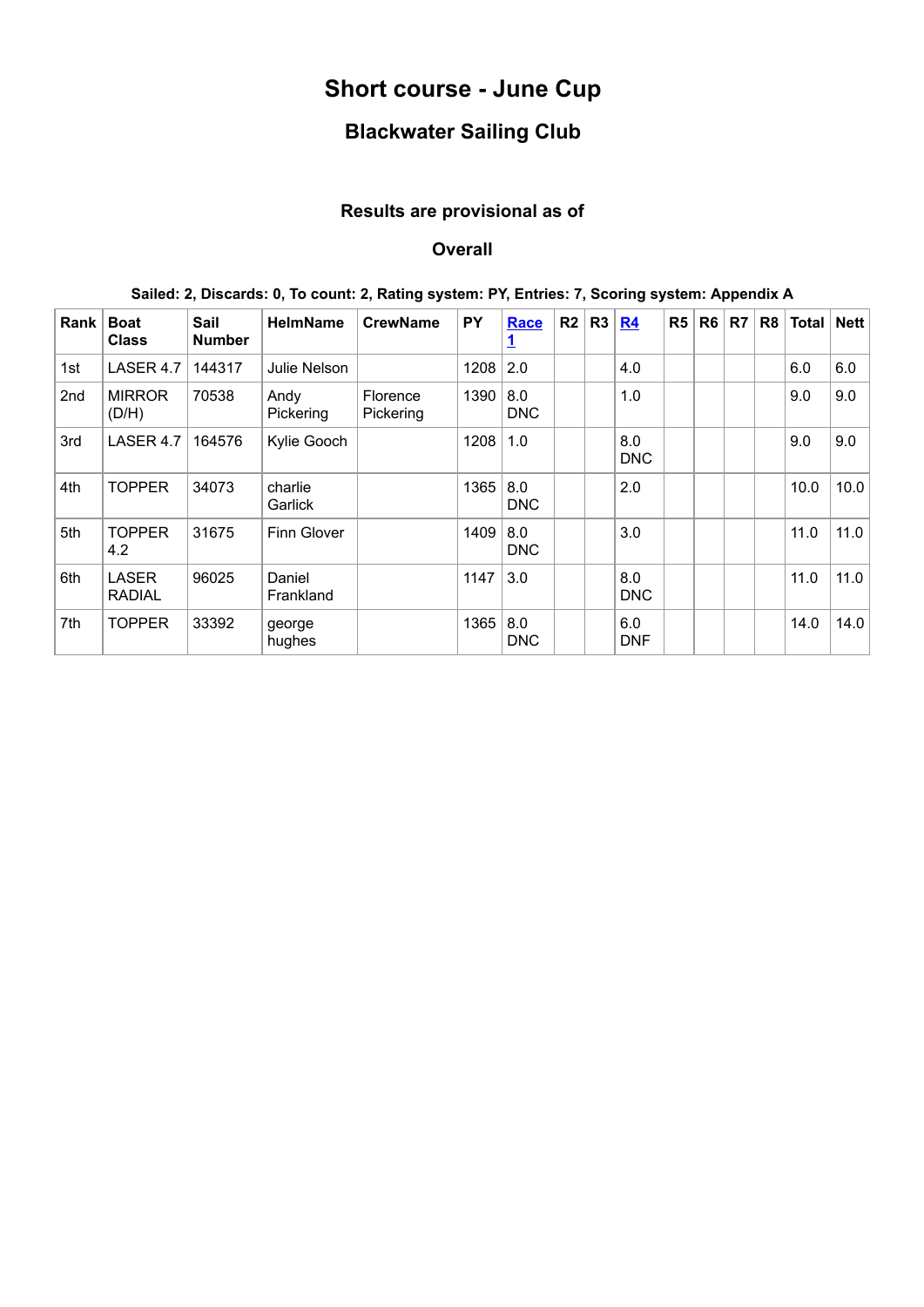# Short course - June Cup

## Blackwater Sailing Club

### Results are provisional as of

### Overall

**Sailed: 2, Discards: 0, To count: 2, Rating system: PY, Entries: 7, Scoring system: Appendix A**

| Rank | Boat Class | Sail Number | HelmName | CrewName | PY | Race 1 | R2 | R3 | R4 | R5 | R6 | R7 | R8 | Total | Nett |
|---|---|---|---|---|---|---|---|---|---|---|---|---|---|---|---|
| 1st | LASER 4.7 | 144317 | Julie Nelson | | 1208 | 2.0 | | | 4.0 | | | | | 6.0 | 6.0 |
| 2nd | MIRROR (D/H) | 70538 | Andy Pickering | Florence Pickering | 1390 | 8.0 DNC | | | 1.0 | | | | | 9.0 | 9.0 |
| 3rd | LASER 4.7 | 164576 | Kylie Gooch | | 1208 | 1.0 | | | 8.0 DNC | | | | | 9.0 | 9.0 |
| 4th | TOPPER | 34073 | charlie Garlick | | 1365 | 8.0 DNC | | | 2.0 | | | | | 10.0 | 10.0 |
| 5th | TOPPER 4.2 | 31675 | Finn Glover | | 1409 | 8.0 DNC | | | 3.0 | | | | | 11.0 | 11.0 |
| 6th | LASER RADIAL | 96025 | Daniel Frankland | | 1147 | 3.0 | | | 8.0 DNC | | | | | 11.0 | 11.0 |
| 7th | TOPPER | 33392 | george hughes | | 1365 | 8.0 DNC | | | 6.0 DNF | | | | | 14.0 | 14.0 |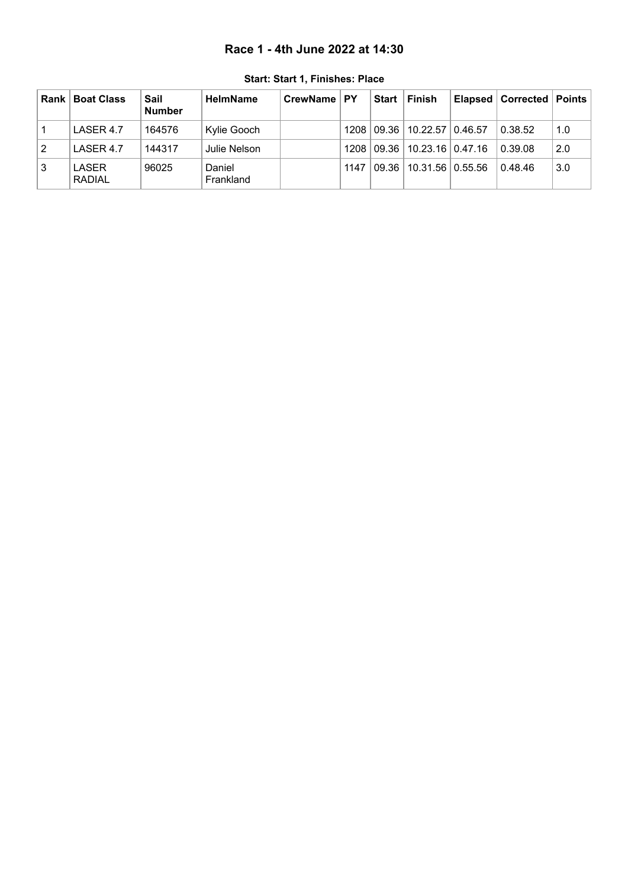# Race 1 - 4th June 2022 at 14:30

**Start: Start 1, Finishes: Place**

| Rank | Boat Class | Sail Number | HelmName | CrewName | PY | Start | Finish | Elapsed | Corrected | Points |
|---|---|---|---|---|---|---|---|---|---|---|
| 1 | LASER 4.7 | 164576 | Kylie Gooch | | 1208 | 09.36 | 10.22.57 | 0.46.57 | 0.38.52 | 1.0 |
| 2 | LASER 4.7 | 144317 | Julie Nelson | | 1208 | 09.36 | 10.23.16 | 0.47.16 | 0.39.08 | 2.0 |
| 3 | LASER RADIAL | 96025 | Daniel Frankland | | 1147 | 09.36 | 10.31.56 | 0.55.56 | 0.48.46 | 3.0 |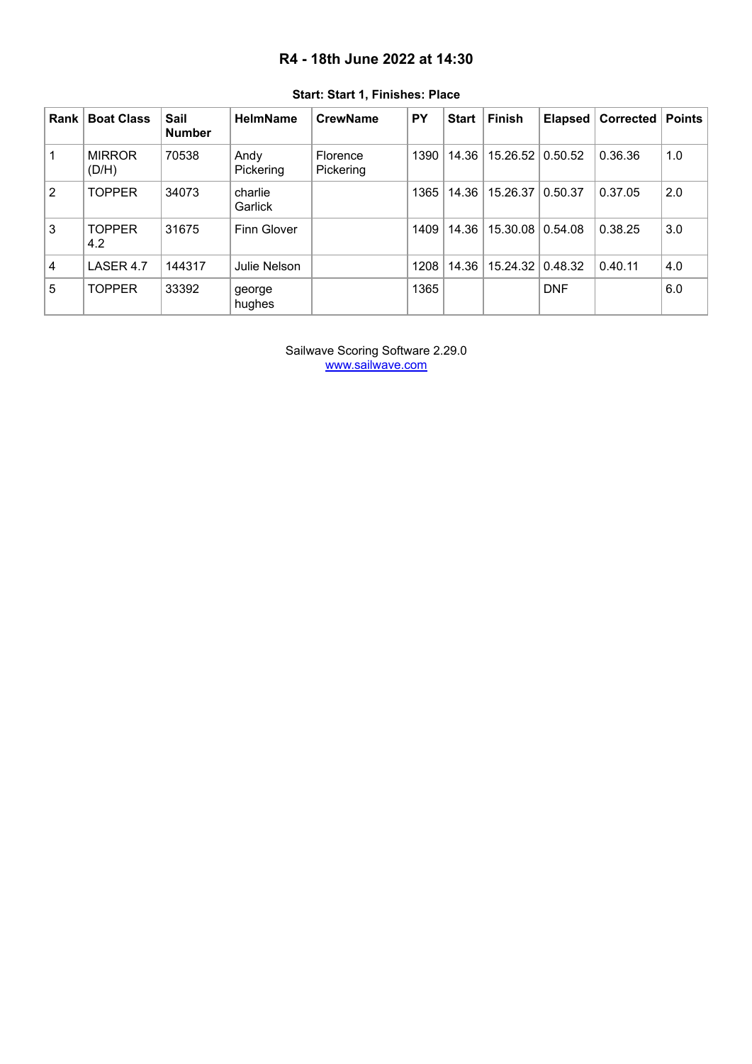## R4 - 18th June 2022 at 14:30

**Start: Start 1, Finishes: Place**

| Rank | Boat Class | Sail Number | HelmName | CrewName | PY | Start | Finish | Elapsed | Corrected | Points |
|---|---|---|---|---|---|---|---|---|---|---|
| 1 | MIRROR (D/H) | 70538 | Andy Pickering | Florence Pickering | 1390 | 14.36 | 15.26.52 | 0.50.52 | 0.36.36 | 1.0 |
| 2 | TOPPER | 34073 | charlie Garlick | | 1365 | 14.36 | 15.26.37 | 0.50.37 | 0.37.05 | 2.0 |
| 3 | TOPPER 4.2 | 31675 | Finn Glover | | 1409 | 14.36 | 15.30.08 | 0.54.08 | 0.38.25 | 3.0 |
| 4 | LASER 4.7 | 144317 | Julie Nelson | | 1208 | 14.36 | 15.24.32 | 0.48.32 | 0.40.11 | 4.0 |
| 5 | TOPPER | 33392 | george hughes | | 1365 | | | DNF | | 6.0 |

Sailwave Scoring Software 2.29.0
www.sailwave.com